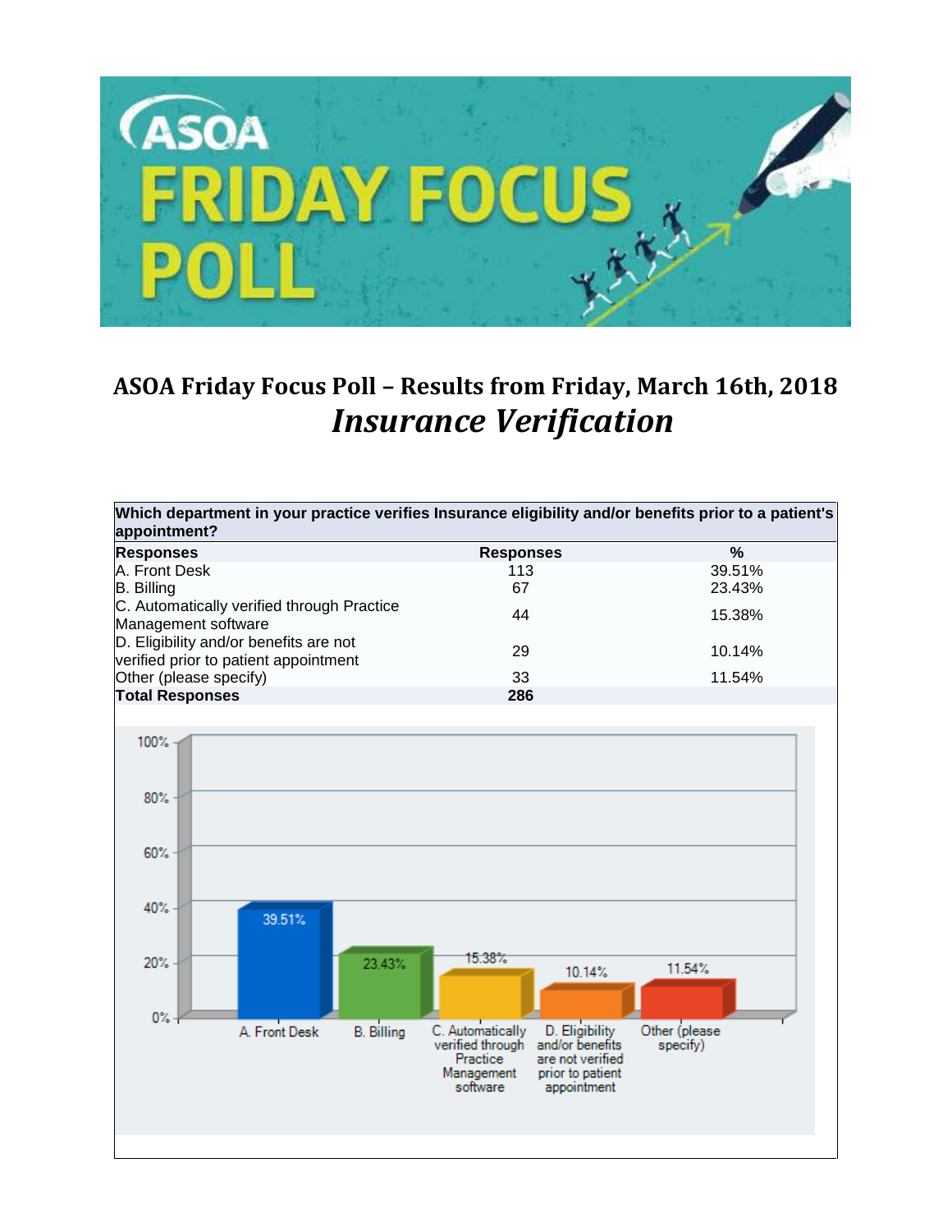# ASOA Friday Focus Poll – Results from Friday, March 16th, 2018

## *Insurance Verification*

**Which department in your practice verifies Insurance eligibility and/or benefits prior to a patient's appointment?**

| Responses | Responses | % |
|---|---|---|
| A. Front Desk | 113 | 39.51% |
| B. Billing | 67 | 23.43% |
| C. Automatically verified through Practice Management software | 44 | 15.38% |
| D. Eligibility and/or benefits are not verified prior to patient appointment | 29 | 10.14% |
| Other (please specify) | 33 | 11.54% |
| **Total Responses** | **286** | |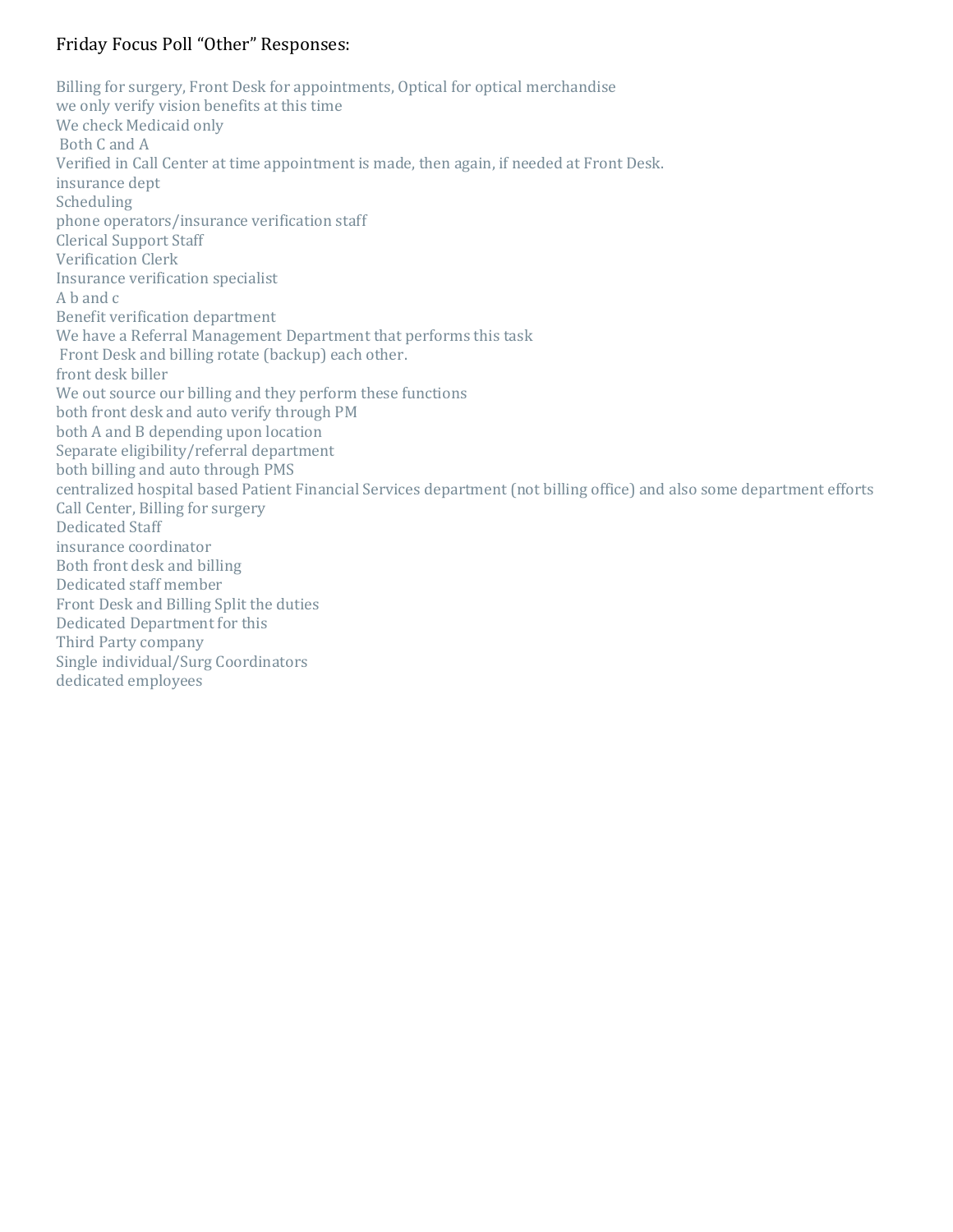Friday Focus Poll “Other” Responses:

Billing for surgery, Front Desk for appointments, Optical for optical merchandise
we only verify vision benefits at this time
We check Medicaid only
Both C and A
Verified in Call Center at time appointment is made, then again, if needed at Front Desk.
insurance dept
Scheduling
phone operators/insurance verification staff
Clerical Support Staff
Verification Clerk
Insurance verification specialist
A b and c
Benefit verification department
We have a Referral Management Department that performs this task
Front Desk and billing rotate (backup) each other.
front desk biller
We out source our billing and they perform these functions
both front desk and auto verify through PM
both A and B depending upon location
Separate eligibility/referral department
both billing and auto through PMS
centralized hospital based Patient Financial Services department (not billing office) and also some department efforts
Call Center, Billing for surgery
Dedicated Staff
insurance coordinator
Both front desk and billing
Dedicated staff member
Front Desk and Billing Split the duties
Dedicated Department for this
Third Party company
Single individual/Surg Coordinators
dedicated employees